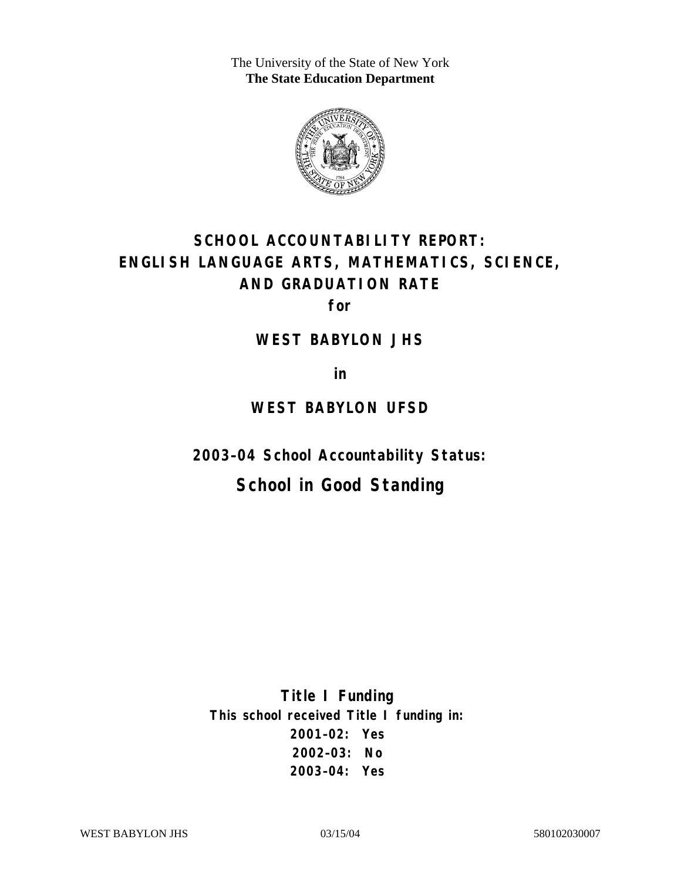The University of the State of New York
**The State Education Department**

# SCHOOL ACCOUNTABILITY REPORT: ENGLISH LANGUAGE ARTS, MATHEMATICS, SCIENCE, AND GRADUATION RATE

**for**

## WEST BABYLON JHS

**in**

## WEST BABYLON UFSD

**2003–04 School Accountability Status:**

## School in Good Standing

**Title I Funding**

**This school received Title I funding in:**

**2001–02: Yes**
**2002–03: No**
**2003–04: Yes**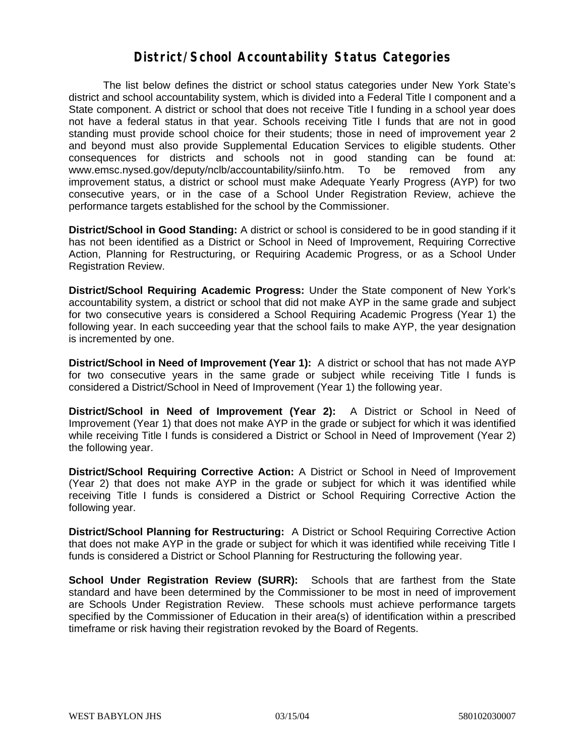# District/School Accountability Status Categories

The list below defines the district or school status categories under New York State's district and school accountability system, which is divided into a Federal Title I component and a State component. A district or school that does not receive Title I funding in a school year does not have a federal status in that year. Schools receiving Title I funds that are not in good standing must provide school choice for their students; those in need of improvement year 2 and beyond must also provide Supplemental Education Services to eligible students. Other consequences for districts and schools not in good standing can be found at: www.emsc.nysed.gov/deputy/nclb/accountability/siinfo.htm. To be removed from any improvement status, a district or school must make Adequate Yearly Progress (AYP) for two consecutive years, or in the case of a School Under Registration Review, achieve the performance targets established for the school by the Commissioner.

**District/School in Good Standing:** A district or school is considered to be in good standing if it has not been identified as a District or School in Need of Improvement, Requiring Corrective Action, Planning for Restructuring, or Requiring Academic Progress, or as a School Under Registration Review.

**District/School Requiring Academic Progress:** Under the State component of New York's accountability system, a district or school that did not make AYP in the same grade and subject for two consecutive years is considered a School Requiring Academic Progress (Year 1) the following year. In each succeeding year that the school fails to make AYP, the year designation is incremented by one.

**District/School in Need of Improvement (Year 1):** A district or school that has not made AYP for two consecutive years in the same grade or subject while receiving Title I funds is considered a District/School in Need of Improvement (Year 1) the following year.

**District/School in Need of Improvement (Year 2):** A District or School in Need of Improvement (Year 1) that does not make AYP in the grade or subject for which it was identified while receiving Title I funds is considered a District or School in Need of Improvement (Year 2) the following year.

**District/School Requiring Corrective Action:** A District or School in Need of Improvement (Year 2) that does not make AYP in the grade or subject for which it was identified while receiving Title I funds is considered a District or School Requiring Corrective Action the following year.

**District/School Planning for Restructuring:** A District or School Requiring Corrective Action that does not make AYP in the grade or subject for which it was identified while receiving Title I funds is considered a District or School Planning for Restructuring the following year.

**School Under Registration Review (SURR):** Schools that are farthest from the State standard and have been determined by the Commissioner to be most in need of improvement are Schools Under Registration Review. These schools must achieve performance targets specified by the Commissioner of Education in their area(s) of identification within a prescribed timeframe or risk having their registration revoked by the Board of Regents.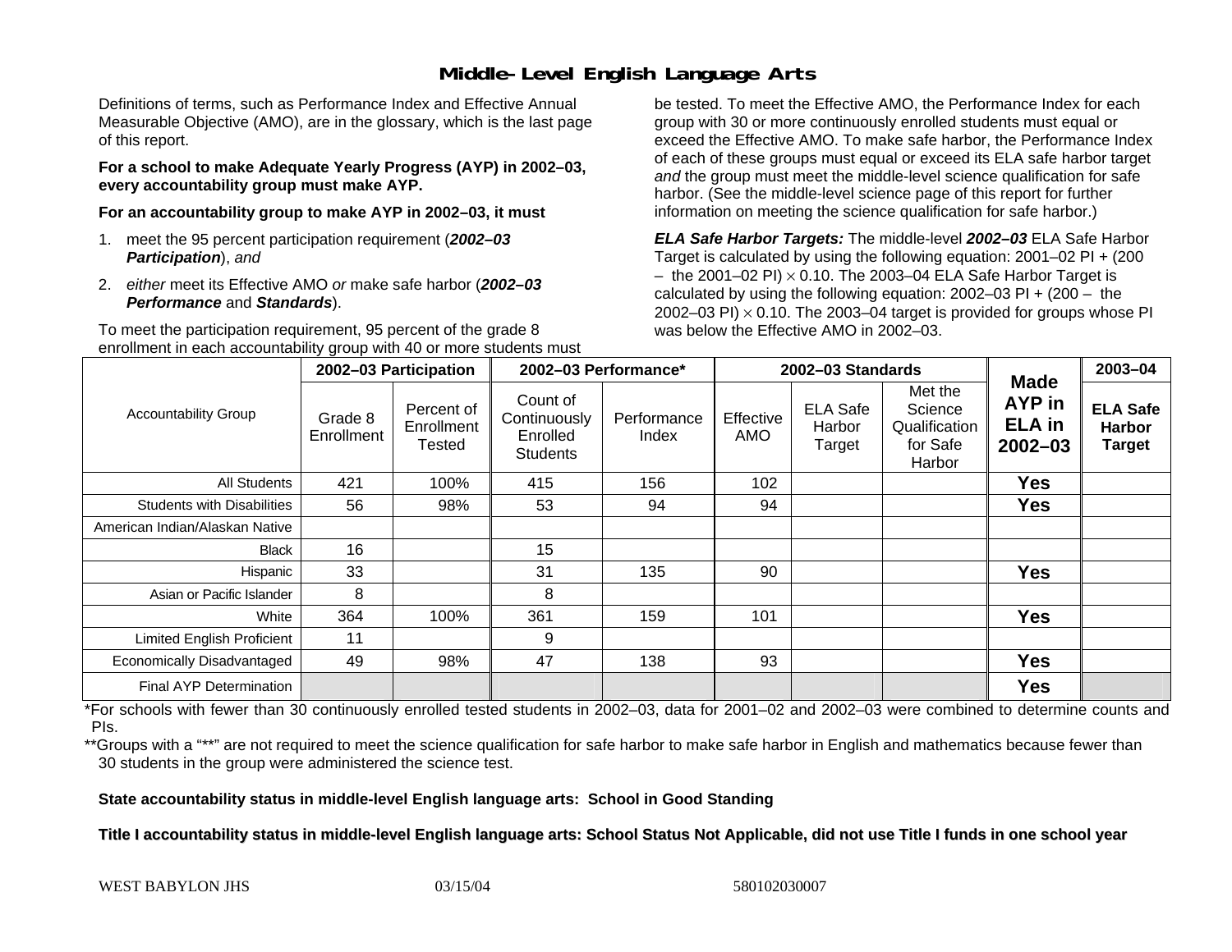# Middle-Level English Language Arts

Definitions of terms, such as Performance Index and Effective Annual Measurable Objective (AMO), are in the glossary, which is the last page of this report.

**For a school to make Adequate Yearly Progress (AYP) in 2002–03, every accountability group must make AYP.**

**For an accountability group to make AYP in 2002–03, it must**

1. meet the 95 percent participation requirement (***2002–03 Participation***), *and*
2. *either* meet its Effective AMO *or* make safe harbor (***2002–03 Performance*** and ***Standards***).

To meet the participation requirement, 95 percent of the grade 8 enrollment in each accountability group with 40 or more students must be tested. To meet the Effective AMO, the Performance Index for each group with 30 or more continuously enrolled students must equal or exceed the Effective AMO. To make safe harbor, the Performance Index of each of these groups must equal or exceed its ELA safe harbor target *and* the group must meet the middle-level science qualification for safe harbor. (See the middle-level science page of this report for further information on meeting the science qualification for safe harbor.)

***ELA Safe Harbor Targets:*** The middle-level ***2002–03*** ELA Safe Harbor Target is calculated by using the following equation: 2001–02 PI + (200 – the 2001–02 PI) $\times$ 0.10. The 2003–04 ELA Safe Harbor Target is calculated by using the following equation: 2002–03 PI + (200 – the 2002–03 PI) $\times$ 0.10. The 2003–04 target is provided for groups whose PI was below the Effective AMO in 2002–03.

| Accountability Group | 2002–03 Participation | | 2002–03 Performance* | | 2002–03 Standards | | | Made AYP in ELA in 2002–03 | 2003–04 |
|---|---|---|---|---|---|---|---|---|---|
| | Grade 8 Enrollment | Percent of Enrollment Tested | Count of Continuously Enrolled Students | Performance Index | Effective AMO | ELA Safe Harbor Target | Met the Science Qualification for Safe Harbor | | ELA Safe Harbor Target |
| All Students | 421 | 100% | 415 | 156 | 102 | | | Yes | |
| Students with Disabilities | 56 | 98% | 53 | 94 | 94 | | | Yes | |
| American Indian/Alaskan Native | | | | | | | | | |
| Black | 16 | | 15 | | | | | | |
| Hispanic | 33 | | 31 | 135 | 90 | | | Yes | |
| Asian or Pacific Islander | 8 | | 8 | | | | | | |
| White | 364 | 100% | 361 | 159 | 101 | | | Yes | |
| Limited English Proficient | 11 | | 9 | | | | | | |
| Economically Disadvantaged | 49 | 98% | 47 | 138 | 93 | | | Yes | |
| Final AYP Determination | | | | | | | | Yes | |

*For schools with fewer than 30 continuously enrolled tested students in 2002–03, data for 2001–02 and 2002–03 were combined to determine counts and PIs.

**Groups with a "**" are not required to meet the science qualification for safe harbor to make safe harbor in English and mathematics because fewer than 30 students in the group were administered the science test.

**State accountability status in middle-level English language arts: School in Good Standing**

**Title I accountability status in middle-level English language arts: School Status Not Applicable, did not use Title I funds in one school year**

WEST BABYLON JHS 03/15/04 580102030007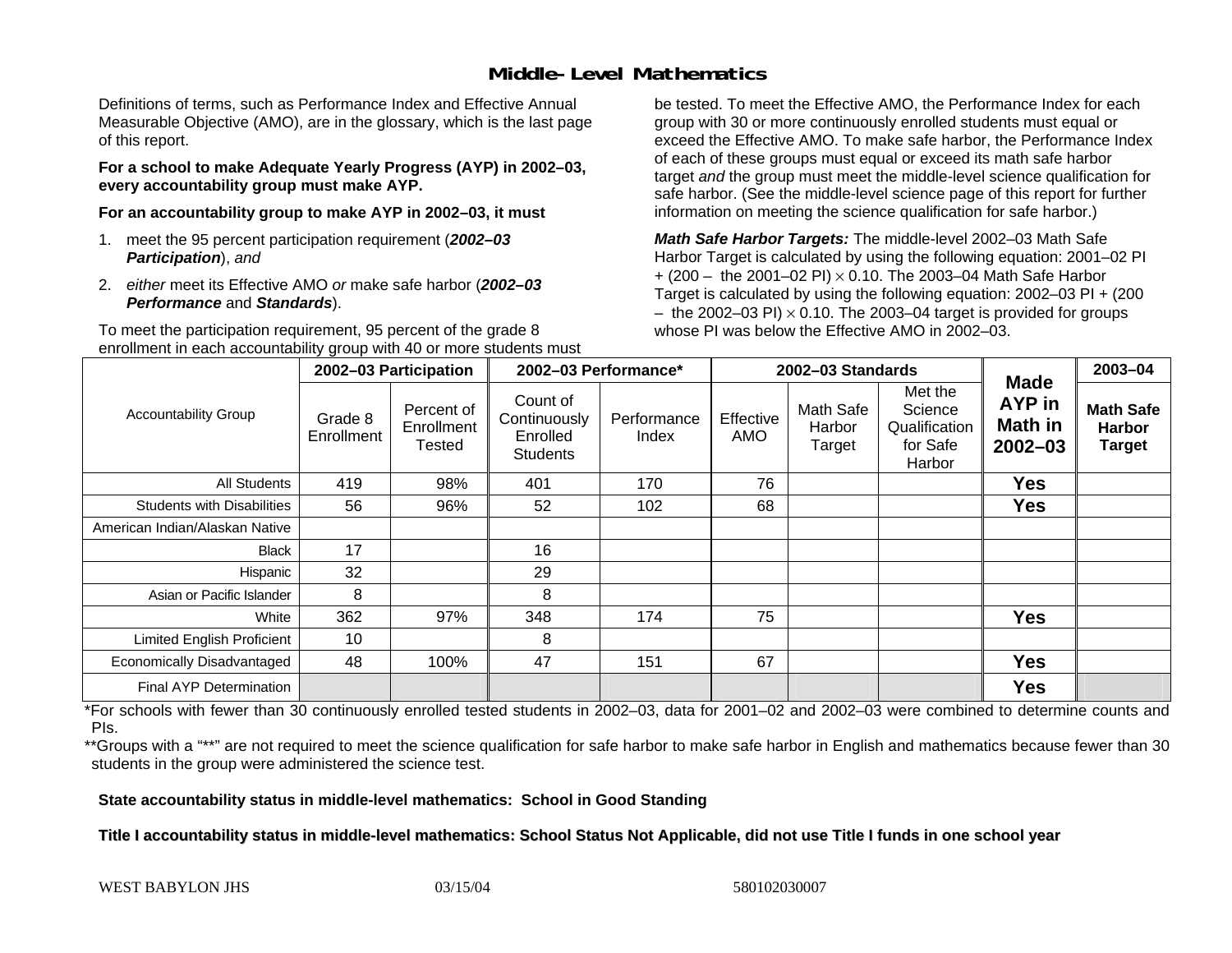# Middle-Level Mathematics

Definitions of terms, such as Performance Index and Effective Annual Measurable Objective (AMO), are in the glossary, which is the last page of this report.

**For a school to make Adequate Yearly Progress (AYP) in 2002–03, every accountability group must make AYP.**

**For an accountability group to make AYP in 2002–03, it must**

1. meet the 95 percent participation requirement (***2002–03 Participation***), *and*
2. *either* meet its Effective AMO *or* make safe harbor (***2002–03 Performance*** and ***Standards***).

To meet the participation requirement, 95 percent of the grade 8 enrollment in each accountability group with 40 or more students must be tested. To meet the Effective AMO, the Performance Index for each group with 30 or more continuously enrolled students must equal or exceed the Effective AMO. To make safe harbor, the Performance Index of each of these groups must equal or exceed its math safe harbor target *and* the group must meet the middle-level science qualification for safe harbor. (See the middle-level science page of this report for further information on meeting the science qualification for safe harbor.)

***Math Safe Harbor Targets:*** The middle-level 2002–03 Math Safe Harbor Target is calculated by using the following equation: 2001–02 PI + (200 – the 2001–02 PI) $\times$ 0.10. The 2003–04 Math Safe Harbor Target is calculated by using the following equation: 2002–03 PI + (200 – the 2002–03 PI) $\times$ 0.10. The 2003–04 target is provided for groups whose PI was below the Effective AMO in 2002–03.

| Accountability Group | 2002–03 Participation | | 2002–03 Performance* | | 2002–03 Standards | | | Made AYP in Math in 2002–03 | 2003–04 |
|---|---|---|---|---|---|---|---|---|---|
| | Grade 8 Enrollment | Percent of Enrollment Tested | Count of Continuously Enrolled Students | Performance Index | Effective AMO | Math Safe Harbor Target | Met the Science Qualification for Safe Harbor | | Math Safe Harbor Target |
| All Students | 419 | 98% | 401 | 170 | 76 | | | Yes | |
| Students with Disabilities | 56 | 96% | 52 | 102 | 68 | | | Yes | |
| American Indian/Alaskan Native | | | | | | | | | |
| Black | 17 | | 16 | | | | | | |
| Hispanic | 32 | | 29 | | | | | | |
| Asian or Pacific Islander | 8 | | 8 | | | | | | |
| White | 362 | 97% | 348 | 174 | 75 | | | Yes | |
| Limited English Proficient | 10 | | 8 | | | | | | |
| Economically Disadvantaged | 48 | 100% | 47 | 151 | 67 | | | Yes | |
| Final AYP Determination | | | | | | | | Yes | |

*For schools with fewer than 30 continuously enrolled tested students in 2002–03, data for 2001–02 and 2002–03 were combined to determine counts and PIs.

**Groups with a "**" are not required to meet the science qualification for safe harbor to make safe harbor in English and mathematics because fewer than 30 students in the group were administered the science test.

**State accountability status in middle-level mathematics: School in Good Standing**

**Title I accountability status in middle-level mathematics: School Status Not Applicable, did not use Title I funds in one school year**

WEST BABYLON JHS 03/15/04 580102030007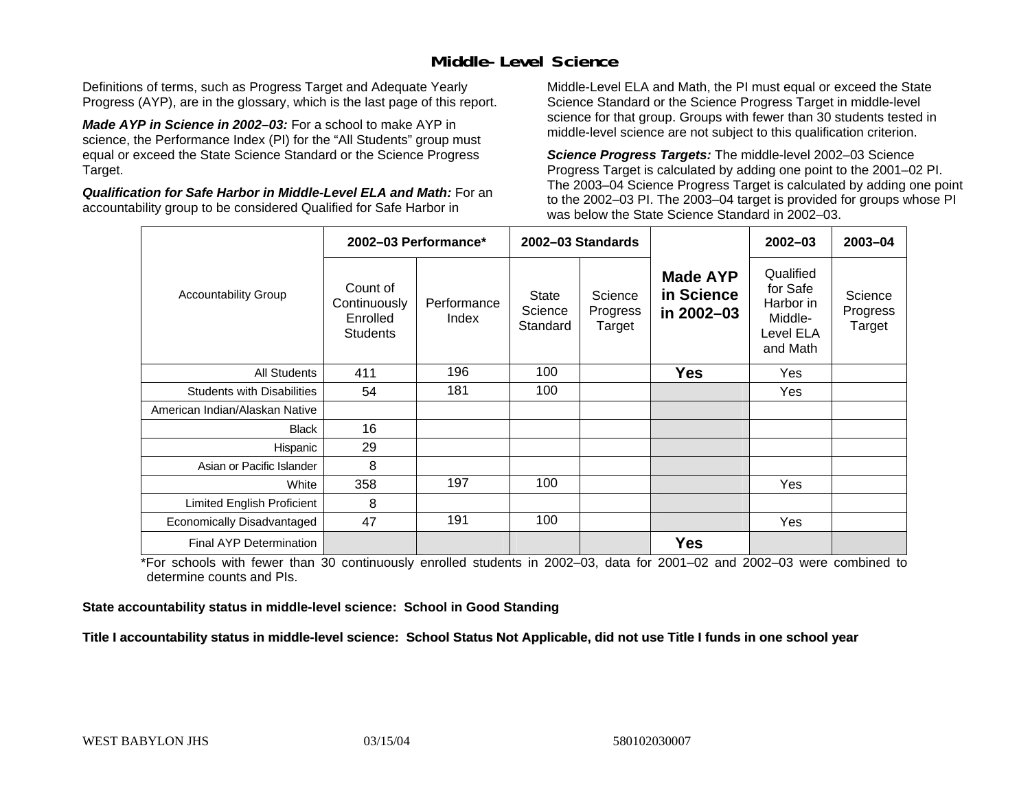# Middle-Level Science

Definitions of terms, such as Progress Target and Adequate Yearly Progress (AYP), are in the glossary, which is the last page of this report.

***Made AYP in Science in 2002–03:*** For a school to make AYP in science, the Performance Index (PI) for the "All Students" group must equal or exceed the State Science Standard or the Science Progress Target.

***Qualification for Safe Harbor in Middle-Level ELA and Math:*** For an accountability group to be considered Qualified for Safe Harbor in Middle-Level ELA and Math, the PI must equal or exceed the State Science Standard or the Science Progress Target in middle-level science for that group. Groups with fewer than 30 students tested in middle-level science are not subject to this qualification criterion.

***Science Progress Targets:*** The middle-level 2002–03 Science Progress Target is calculated by adding one point to the 2001–02 PI. The 2003–04 Science Progress Target is calculated by adding one point to the 2002–03 PI. The 2003–04 target is provided for groups whose PI was below the State Science Standard in 2002–03.

| Accountability Group | 2002–03 Performance* | | 2002–03 Standards | | Made AYP in Science in 2002–03 | 2002–03 | 2003–04 |
|---|---|---|---|---|---|---|---|
| | Count of Continuously Enrolled Students | Performance Index | State Science Standard | Science Progress Target | | Qualified for Safe Harbor in Middle-Level ELA and Math | Science Progress Target |
| All Students | 411 | 196 | 100 | | **Yes** | Yes | |
| Students with Disabilities | 54 | 181 | 100 | | | Yes | |
| American Indian/Alaskan Native | | | | | | | |
| Black | 16 | | | | | | |
| Hispanic | 29 | | | | | | |
| Asian or Pacific Islander | 8 | | | | | | |
| White | 358 | 197 | 100 | | | Yes | |
| Limited English Proficient | 8 | | | | | | |
| Economically Disadvantaged | 47 | 191 | 100 | | | Yes | |
| Final AYP Determination | | | | | **Yes** | | |

*For schools with fewer than 30 continuously enrolled students in 2002–03, data for 2001–02 and 2002–03 were combined to determine counts and PIs.

**State accountability status in middle-level science: School in Good Standing**

**Title I accountability status in middle-level science: School Status Not Applicable, did not use Title I funds in one school year**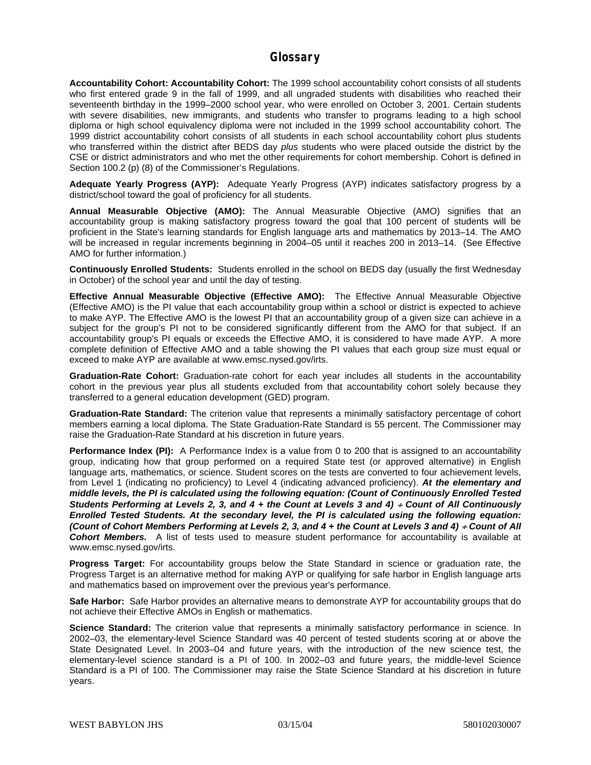# Glossary

**Accountability Cohort: Accountability Cohort:** The 1999 school accountability cohort consists of all students who first entered grade 9 in the fall of 1999, and all ungraded students with disabilities who reached their seventeenth birthday in the 1999–2000 school year, who were enrolled on October 3, 2001. Certain students with severe disabilities, new immigrants, and students who transfer to programs leading to a high school diploma or high school equivalency diploma were not included in the 1999 school accountability cohort. The 1999 district accountability cohort consists of all students in each school accountability cohort plus students who transferred within the district after BEDS day *plus* students who were placed outside the district by the CSE or district administrators and who met the other requirements for cohort membership. Cohort is defined in Section 100.2 (p) (8) of the Commissioner's Regulations.

**Adequate Yearly Progress (AYP):** Adequate Yearly Progress (AYP) indicates satisfactory progress by a district/school toward the goal of proficiency for all students.

**Annual Measurable Objective (AMO):** The Annual Measurable Objective (AMO) signifies that an accountability group is making satisfactory progress toward the goal that 100 percent of students will be proficient in the State's learning standards for English language arts and mathematics by 2013–14. The AMO will be increased in regular increments beginning in 2004–05 until it reaches 200 in 2013–14. (See Effective AMO for further information.)

**Continuously Enrolled Students:** Students enrolled in the school on BEDS day (usually the first Wednesday in October) of the school year and until the day of testing.

**Effective Annual Measurable Objective (Effective AMO):** The Effective Annual Measurable Objective (Effective AMO) is the PI value that each accountability group within a school or district is expected to achieve to make AYP. The Effective AMO is the lowest PI that an accountability group of a given size can achieve in a subject for the group's PI not to be considered significantly different from the AMO for that subject. If an accountability group's PI equals or exceeds the Effective AMO, it is considered to have made AYP. A more complete definition of Effective AMO and a table showing the PI values that each group size must equal or exceed to make AYP are available at www.emsc.nysed.gov/irts.

**Graduation-Rate Cohort:** Graduation-rate cohort for each year includes all students in the accountability cohort in the previous year plus all students excluded from that accountability cohort solely because they transferred to a general education development (GED) program.

**Graduation-Rate Standard:** The criterion value that represents a minimally satisfactory percentage of cohort members earning a local diploma. The State Graduation-Rate Standard is 55 percent. The Commissioner may raise the Graduation-Rate Standard at his discretion in future years.

**Performance Index (PI):** A Performance Index is a value from 0 to 200 that is assigned to an accountability group, indicating how that group performed on a required State test (or approved alternative) in English language arts, mathematics, or science. Student scores on the tests are converted to four achievement levels, from Level 1 (indicating no proficiency) to Level 4 (indicating advanced proficiency). ***At the elementary and middle levels, the PI is calculated using the following equation: (Count of Continuously Enrolled Tested Students Performing at Levels 2, 3, and 4 + the Count at Levels 3 and 4) ÷ Count of All Continuously Enrolled Tested Students. At the secondary level, the PI is calculated using the following equation: (Count of Cohort Members Performing at Levels 2, 3, and 4 + the Count at Levels 3 and 4) ÷ Count of All Cohort Members.*** A list of tests used to measure student performance for accountability is available at www.emsc.nysed.gov/irts.

**Progress Target:** For accountability groups below the State Standard in science or graduation rate, the Progress Target is an alternative method for making AYP or qualifying for safe harbor in English language arts and mathematics based on improvement over the previous year's performance.

**Safe Harbor:** Safe Harbor provides an alternative means to demonstrate AYP for accountability groups that do not achieve their Effective AMOs in English or mathematics.

**Science Standard:** The criterion value that represents a minimally satisfactory performance in science. In 2002–03, the elementary-level Science Standard was 40 percent of tested students scoring at or above the State Designated Level. In 2003–04 and future years, with the introduction of the new science test, the elementary-level science standard is a PI of 100. In 2002–03 and future years, the middle-level Science Standard is a PI of 100. The Commissioner may raise the State Science Standard at his discretion in future years.